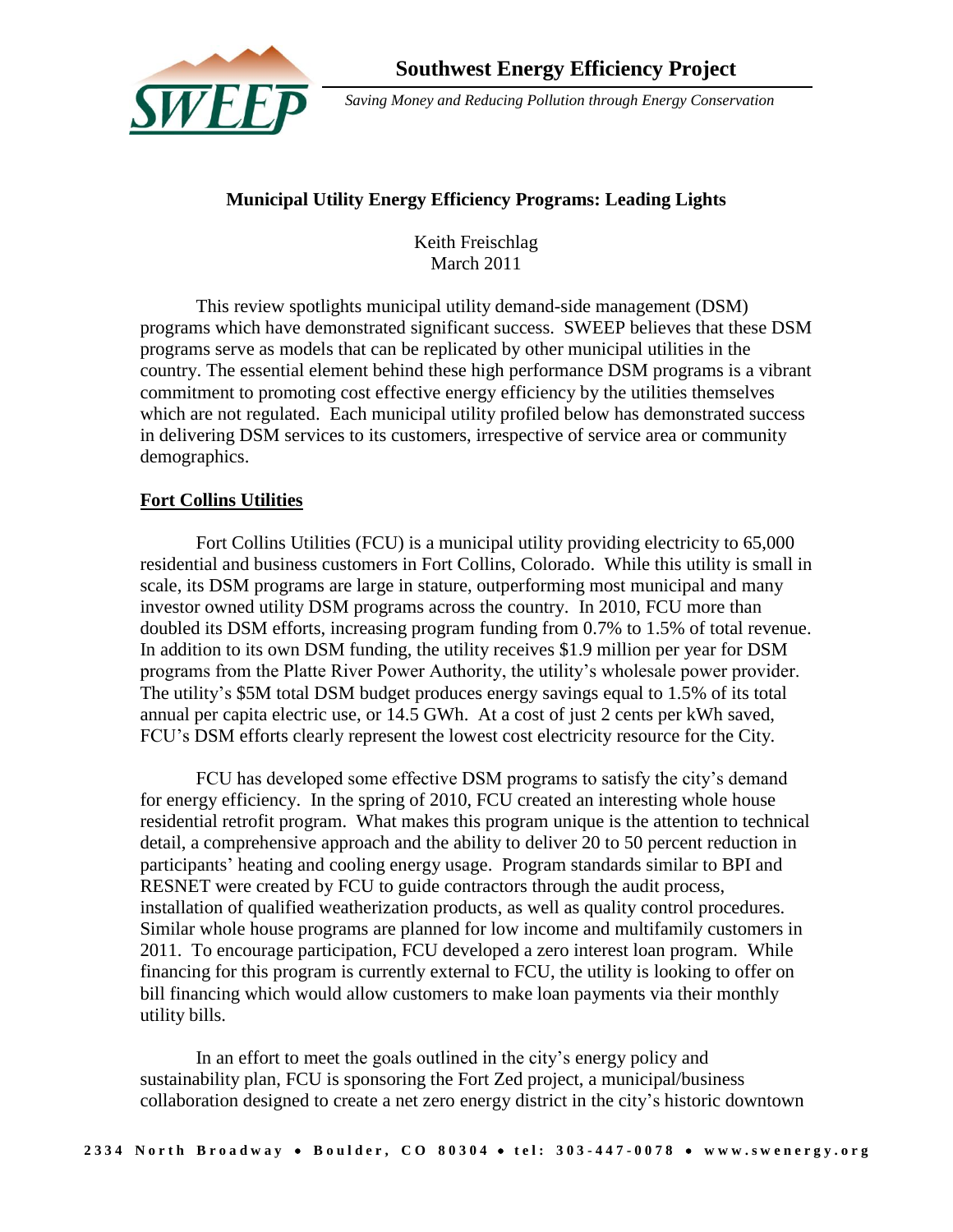**Southwest Energy Efficiency Project**

*Saving Money and Reducing Pollution through Energy Conservation*

## Municipal Utility Energy Efficiency Programs: Leading Lights

Keith Freischlag
March 2011

This review spotlights municipal utility demand-side management (DSM) programs which have demonstrated significant success. SWEEP believes that these DSM programs serve as models that can be replicated by other municipal utilities in the country. The essential element behind these high performance DSM programs is a vibrant commitment to promoting cost effective energy efficiency by the utilities themselves which are not regulated. Each municipal utility profiled below has demonstrated success in delivering DSM services to its customers, irrespective of service area or community demographics.

### Fort Collins Utilities

Fort Collins Utilities (FCU) is a municipal utility providing electricity to 65,000 residential and business customers in Fort Collins, Colorado. While this utility is small in scale, its DSM programs are large in stature, outperforming most municipal and many investor owned utility DSM programs across the country. In 2010, FCU more than doubled its DSM efforts, increasing program funding from 0.7% to 1.5% of total revenue. In addition to its own DSM funding, the utility receives $1.9 million per year for DSM programs from the Platte River Power Authority, the utility's wholesale power provider. The utility's $5M total DSM budget produces energy savings equal to 1.5% of its total annual per capita electric use, or 14.5 GWh. At a cost of just 2 cents per kWh saved, FCU's DSM efforts clearly represent the lowest cost electricity resource for the City.

FCU has developed some effective DSM programs to satisfy the city's demand for energy efficiency. In the spring of 2010, FCU created an interesting whole house residential retrofit program. What makes this program unique is the attention to technical detail, a comprehensive approach and the ability to deliver 20 to 50 percent reduction in participants' heating and cooling energy usage. Program standards similar to BPI and RESNET were created by FCU to guide contractors through the audit process, installation of qualified weatherization products, as well as quality control procedures. Similar whole house programs are planned for low income and multifamily customers in 2011. To encourage participation, FCU developed a zero interest loan program. While financing for this program is currently external to FCU, the utility is looking to offer on bill financing which would allow customers to make loan payments via their monthly utility bills.

In an effort to meet the goals outlined in the city's energy policy and sustainability plan, FCU is sponsoring the Fort Zed project, a municipal/business collaboration designed to create a net zero energy district in the city's historic downtown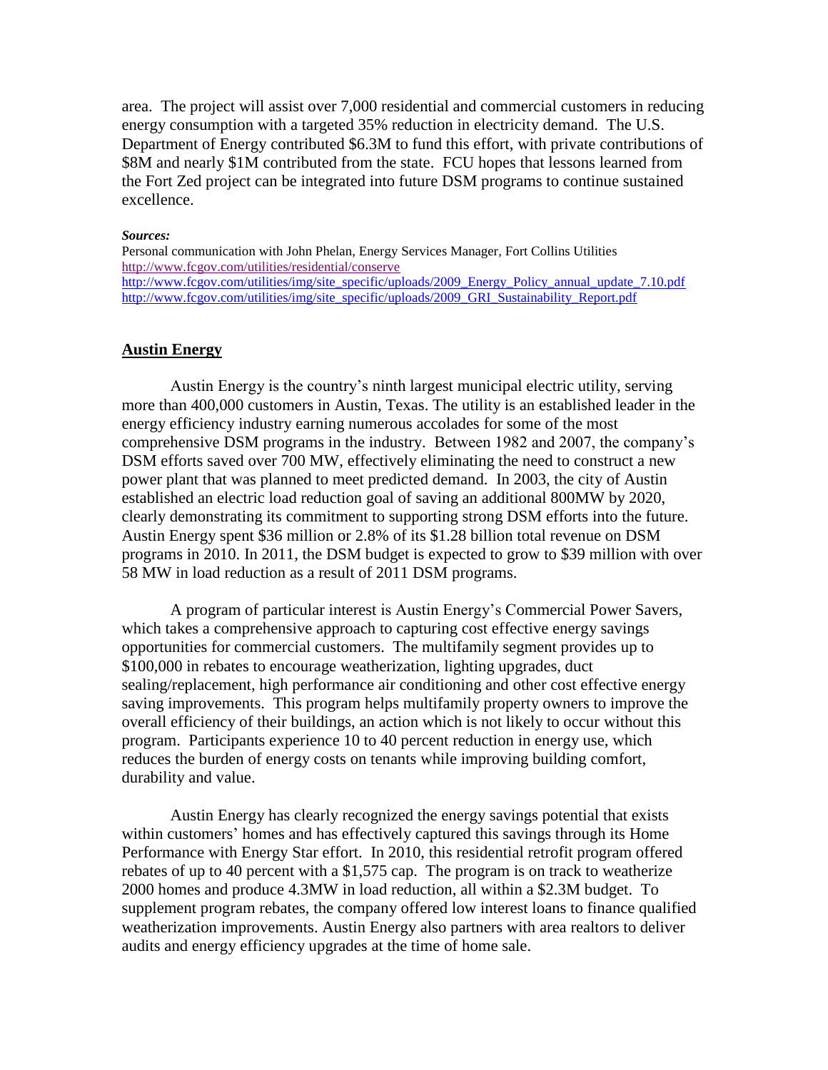area. The project will assist over 7,000 residential and commercial customers in reducing energy consumption with a targeted 35% reduction in electricity demand. The U.S. Department of Energy contributed \$6.3M to fund this effort, with private contributions of \$8M and nearly \$1M contributed from the state. FCU hopes that lessons learned from the Fort Zed project can be integrated into future DSM programs to continue sustained excellence.

***Sources:***

Personal communication with John Phelan, Energy Services Manager, Fort Collins Utilities
http://www.fcgov.com/utilities/residential/conserve
http://www.fcgov.com/utilities/img/site_specific/uploads/2009_Energy_Policy_annual_update_7.10.pdf
http://www.fcgov.com/utilities/img/site_specific/uploads/2009_GRI_Sustainability_Report.pdf

## Austin Energy

Austin Energy is the country's ninth largest municipal electric utility, serving more than 400,000 customers in Austin, Texas. The utility is an established leader in the energy efficiency industry earning numerous accolades for some of the most comprehensive DSM programs in the industry. Between 1982 and 2007, the company's DSM efforts saved over 700 MW, effectively eliminating the need to construct a new power plant that was planned to meet predicted demand. In 2003, the city of Austin established an electric load reduction goal of saving an additional 800MW by 2020, clearly demonstrating its commitment to supporting strong DSM efforts into the future. Austin Energy spent \$36 million or 2.8% of its \$1.28 billion total revenue on DSM programs in 2010. In 2011, the DSM budget is expected to grow to \$39 million with over 58 MW in load reduction as a result of 2011 DSM programs.

A program of particular interest is Austin Energy's Commercial Power Savers, which takes a comprehensive approach to capturing cost effective energy savings opportunities for commercial customers. The multifamily segment provides up to \$100,000 in rebates to encourage weatherization, lighting upgrades, duct sealing/replacement, high performance air conditioning and other cost effective energy saving improvements. This program helps multifamily property owners to improve the overall efficiency of their buildings, an action which is not likely to occur without this program. Participants experience 10 to 40 percent reduction in energy use, which reduces the burden of energy costs on tenants while improving building comfort, durability and value.

Austin Energy has clearly recognized the energy savings potential that exists within customers' homes and has effectively captured this savings through its Home Performance with Energy Star effort. In 2010, this residential retrofit program offered rebates of up to 40 percent with a \$1,575 cap. The program is on track to weatherize 2000 homes and produce 4.3MW in load reduction, all within a \$2.3M budget. To supplement program rebates, the company offered low interest loans to finance qualified weatherization improvements. Austin Energy also partners with area realtors to deliver audits and energy efficiency upgrades at the time of home sale.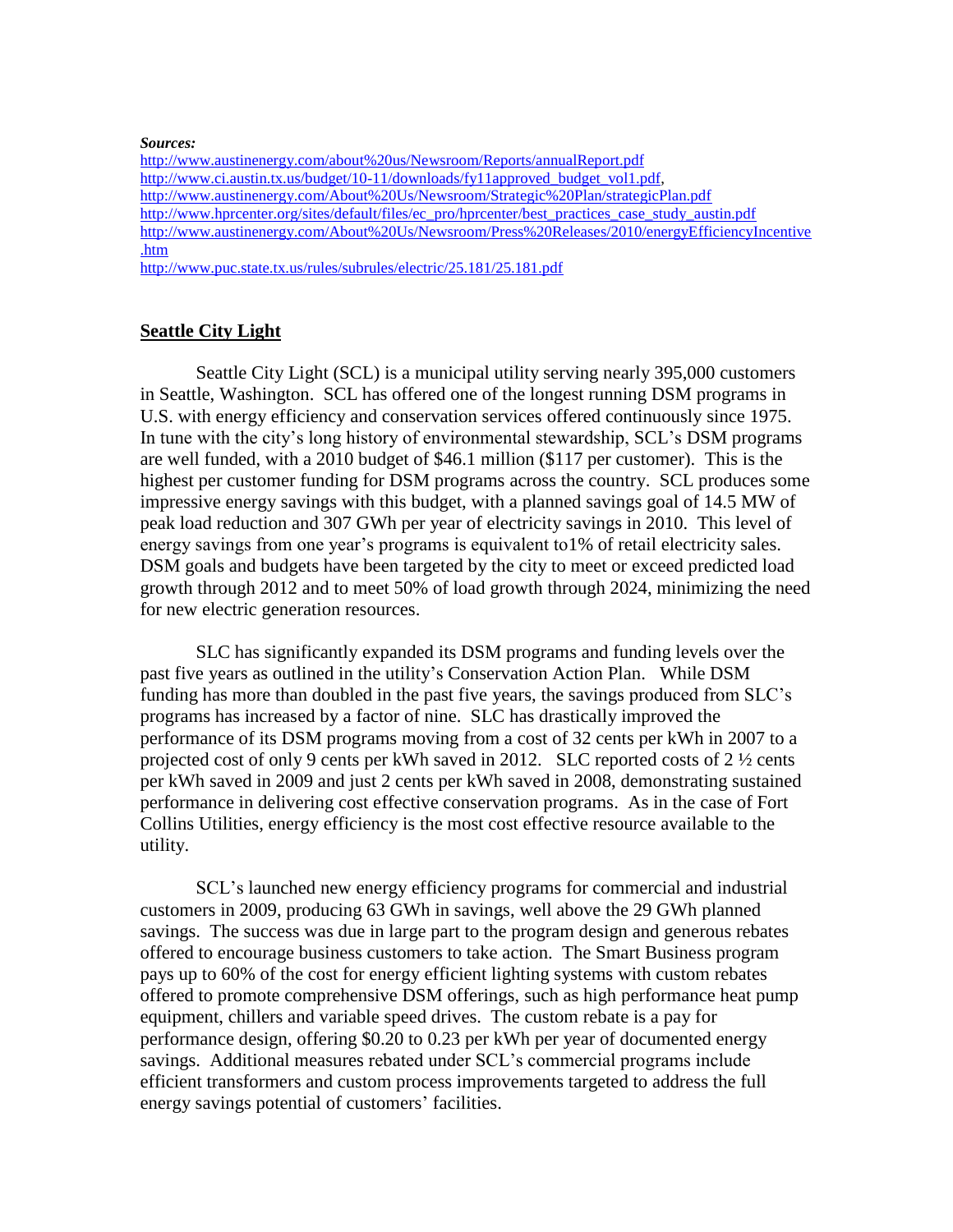***Sources:***

http://www.austinenergy.com/about%20us/Newsroom/Reports/annualReport.pdf
http://www.ci.austin.tx.us/budget/10-11/downloads/fy11approved_budget_vol1.pdf,
http://www.austinenergy.com/About%20Us/Newsroom/Strategic%20Plan/strategicPlan.pdf
http://www.hprcenter.org/sites/default/files/ec_pro/hprcenter/best_practices_case_study_austin.pdf
http://www.austinenergy.com/About%20Us/Newsroom/Press%20Releases/2010/energyEfficiencyIncentive.htm
http://www.puc.state.tx.us/rules/subrules/electric/25.181/25.181.pdf

## Seattle City Light

Seattle City Light (SCL) is a municipal utility serving nearly 395,000 customers in Seattle, Washington. SCL has offered one of the longest running DSM programs in U.S. with energy efficiency and conservation services offered continuously since 1975. In tune with the city's long history of environmental stewardship, SCL's DSM programs are well funded, with a 2010 budget of $46.1 million ($117 per customer). This is the highest per customer funding for DSM programs across the country. SCL produces some impressive energy savings with this budget, with a planned savings goal of 14.5 MW of peak load reduction and 307 GWh per year of electricity savings in 2010. This level of energy savings from one year's programs is equivalent to1% of retail electricity sales. DSM goals and budgets have been targeted by the city to meet or exceed predicted load growth through 2012 and to meet 50% of load growth through 2024, minimizing the need for new electric generation resources.

SLC has significantly expanded its DSM programs and funding levels over the past five years as outlined in the utility's Conservation Action Plan. While DSM funding has more than doubled in the past five years, the savings produced from SLC's programs has increased by a factor of nine. SLC has drastically improved the performance of its DSM programs moving from a cost of 32 cents per kWh in 2007 to a projected cost of only 9 cents per kWh saved in 2012. SLC reported costs of 2 ½ cents per kWh saved in 2009 and just 2 cents per kWh saved in 2008, demonstrating sustained performance in delivering cost effective conservation programs. As in the case of Fort Collins Utilities, energy efficiency is the most cost effective resource available to the utility.

SCL's launched new energy efficiency programs for commercial and industrial customers in 2009, producing 63 GWh in savings, well above the 29 GWh planned savings. The success was due in large part to the program design and generous rebates offered to encourage business customers to take action. The Smart Business program pays up to 60% of the cost for energy efficient lighting systems with custom rebates offered to promote comprehensive DSM offerings, such as high performance heat pump equipment, chillers and variable speed drives. The custom rebate is a pay for performance design, offering $0.20 to 0.23 per kWh per year of documented energy savings. Additional measures rebated under SCL's commercial programs include efficient transformers and custom process improvements targeted to address the full energy savings potential of customers' facilities.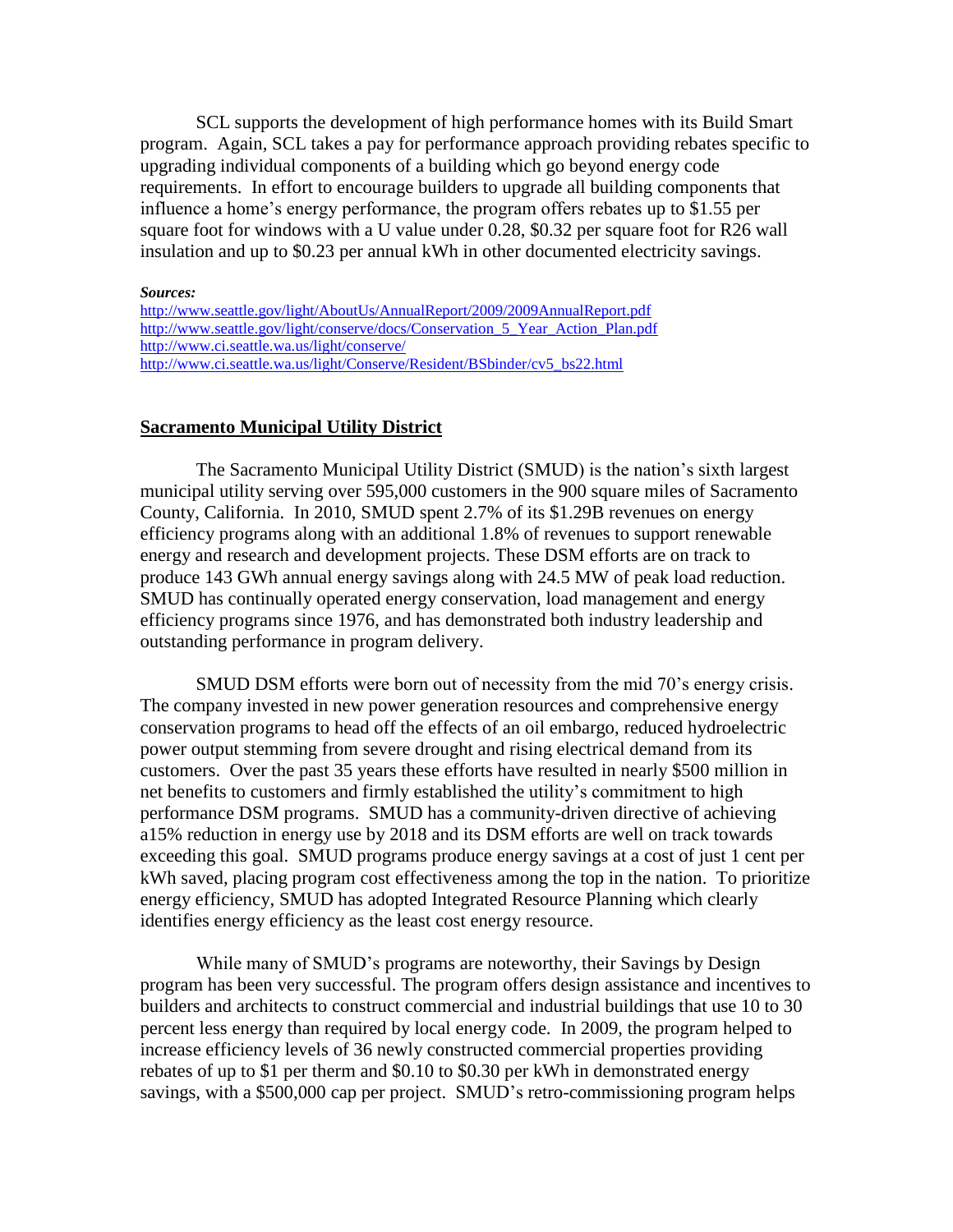SCL supports the development of high performance homes with its Build Smart program. Again, SCL takes a pay for performance approach providing rebates specific to upgrading individual components of a building which go beyond energy code requirements. In effort to encourage builders to upgrade all building components that influence a home's energy performance, the program offers rebates up to $1.55 per square foot for windows with a U value under 0.28, $0.32 per square foot for R26 wall insulation and up to $0.23 per annual kWh in other documented electricity savings.

***Sources:***

http://www.seattle.gov/light/AboutUs/AnnualReport/2009/2009AnnualReport.pdf
http://www.seattle.gov/light/conserve/docs/Conservation_5_Year_Action_Plan.pdf
http://www.ci.seattle.wa.us/light/conserve/
http://www.ci.seattle.wa.us/light/Conserve/Resident/BSbinder/cv5_bs22.html

## Sacramento Municipal Utility District

The Sacramento Municipal Utility District (SMUD) is the nation's sixth largest municipal utility serving over 595,000 customers in the 900 square miles of Sacramento County, California. In 2010, SMUD spent 2.7% of its $1.29B revenues on energy efficiency programs along with an additional 1.8% of revenues to support renewable energy and research and development projects. These DSM efforts are on track to produce 143 GWh annual energy savings along with 24.5 MW of peak load reduction. SMUD has continually operated energy conservation, load management and energy efficiency programs since 1976, and has demonstrated both industry leadership and outstanding performance in program delivery.

SMUD DSM efforts were born out of necessity from the mid 70's energy crisis. The company invested in new power generation resources and comprehensive energy conservation programs to head off the effects of an oil embargo, reduced hydroelectric power output stemming from severe drought and rising electrical demand from its customers. Over the past 35 years these efforts have resulted in nearly $500 million in net benefits to customers and firmly established the utility's commitment to high performance DSM programs. SMUD has a community-driven directive of achieving a15% reduction in energy use by 2018 and its DSM efforts are well on track towards exceeding this goal. SMUD programs produce energy savings at a cost of just 1 cent per kWh saved, placing program cost effectiveness among the top in the nation. To prioritize energy efficiency, SMUD has adopted Integrated Resource Planning which clearly identifies energy efficiency as the least cost energy resource.

While many of SMUD's programs are noteworthy, their Savings by Design program has been very successful. The program offers design assistance and incentives to builders and architects to construct commercial and industrial buildings that use 10 to 30 percent less energy than required by local energy code. In 2009, the program helped to increase efficiency levels of 36 newly constructed commercial properties providing rebates of up to $1 per therm and $0.10 to $0.30 per kWh in demonstrated energy savings, with a $500,000 cap per project. SMUD's retro-commissioning program helps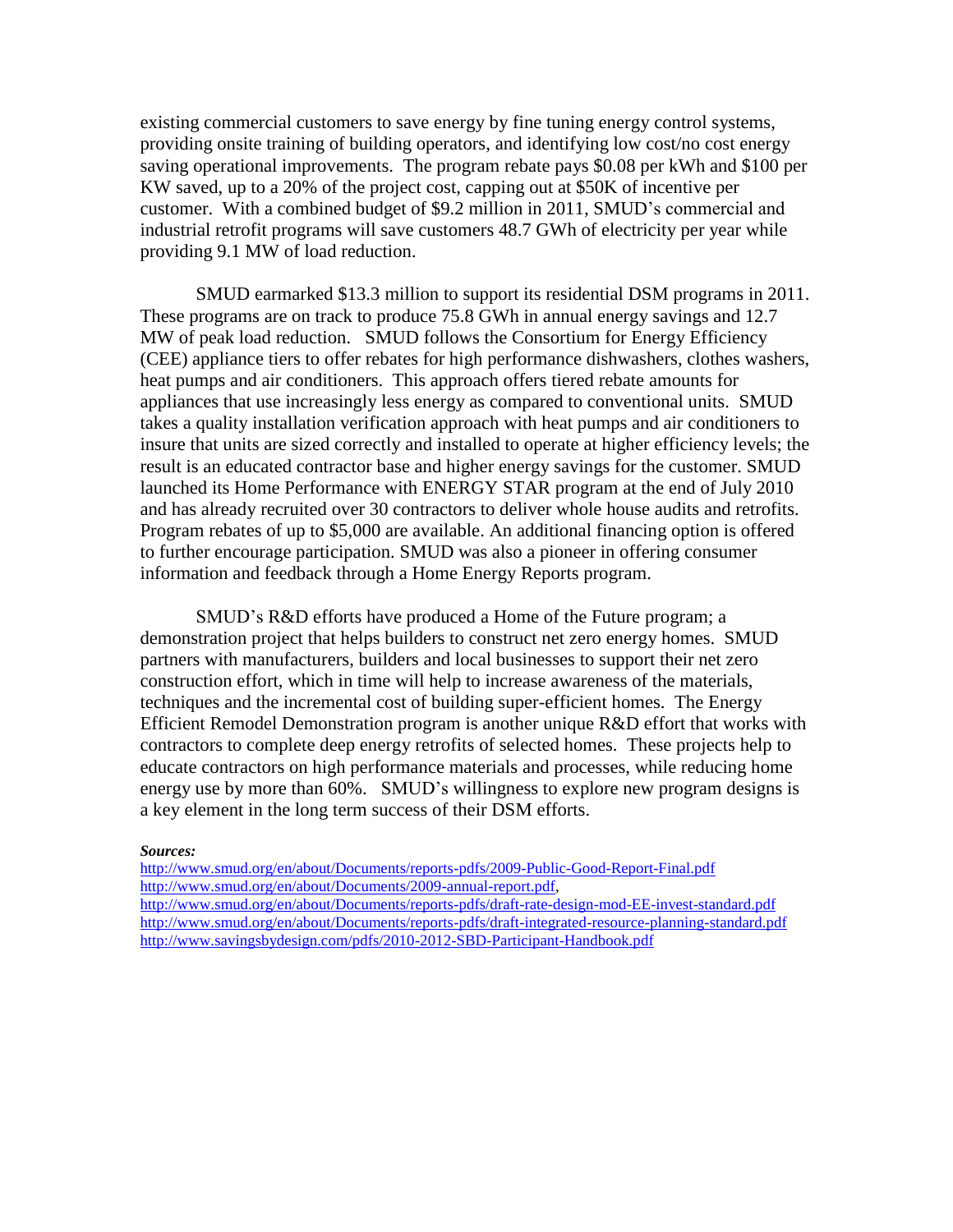existing commercial customers to save energy by fine tuning energy control systems, providing onsite training of building operators, and identifying low cost/no cost energy saving operational improvements. The program rebate pays $0.08 per kWh and $100 per KW saved, up to a 20% of the project cost, capping out at $50K of incentive per customer. With a combined budget of $9.2 million in 2011, SMUD's commercial and industrial retrofit programs will save customers 48.7 GWh of electricity per year while providing 9.1 MW of load reduction.

SMUD earmarked $13.3 million to support its residential DSM programs in 2011. These programs are on track to produce 75.8 GWh in annual energy savings and 12.7 MW of peak load reduction. SMUD follows the Consortium for Energy Efficiency (CEE) appliance tiers to offer rebates for high performance dishwashers, clothes washers, heat pumps and air conditioners. This approach offers tiered rebate amounts for appliances that use increasingly less energy as compared to conventional units. SMUD takes a quality installation verification approach with heat pumps and air conditioners to insure that units are sized correctly and installed to operate at higher efficiency levels; the result is an educated contractor base and higher energy savings for the customer. SMUD launched its Home Performance with ENERGY STAR program at the end of July 2010 and has already recruited over 30 contractors to deliver whole house audits and retrofits. Program rebates of up to $5,000 are available. An additional financing option is offered to further encourage participation. SMUD was also a pioneer in offering consumer information and feedback through a Home Energy Reports program.

SMUD's R&D efforts have produced a Home of the Future program; a demonstration project that helps builders to construct net zero energy homes. SMUD partners with manufacturers, builders and local businesses to support their net zero construction effort, which in time will help to increase awareness of the materials, techniques and the incremental cost of building super-efficient homes. The Energy Efficient Remodel Demonstration program is another unique R&D effort that works with contractors to complete deep energy retrofits of selected homes. These projects help to educate contractors on high performance materials and processes, while reducing home energy use by more than 60%. SMUD's willingness to explore new program designs is a key element in the long term success of their DSM efforts.

***Sources:***

http://www.smud.org/en/about/Documents/reports-pdfs/2009-Public-Good-Report-Final.pdf
http://www.smud.org/en/about/Documents/2009-annual-report.pdf,
http://www.smud.org/en/about/Documents/reports-pdfs/draft-rate-design-mod-EE-invest-standard.pdf
http://www.smud.org/en/about/Documents/reports-pdfs/draft-integrated-resource-planning-standard.pdf
http://www.savingsbydesign.com/pdfs/2010-2012-SBD-Participant-Handbook.pdf